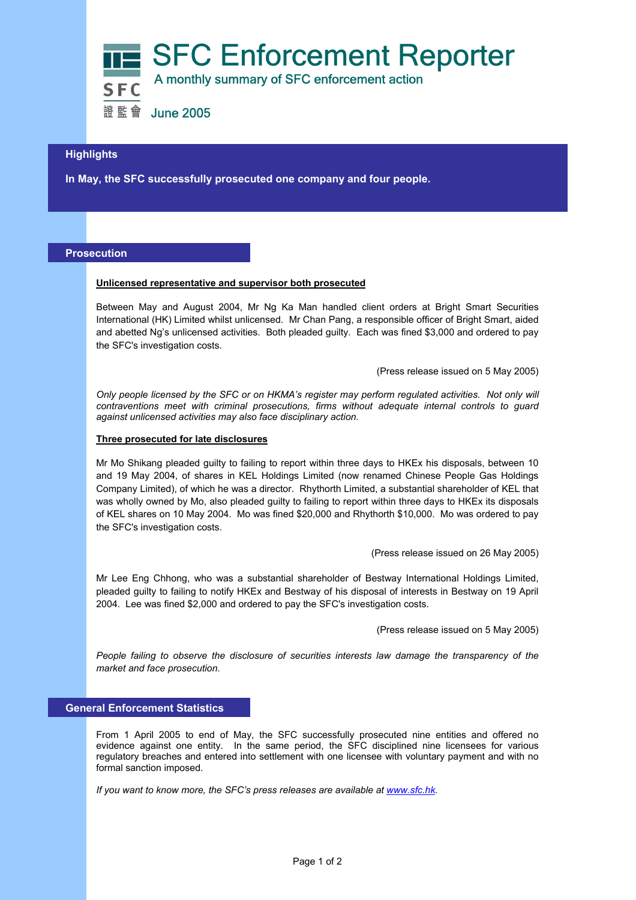# SFC Enforcement Reporter

A monthly summary of SFC enforcement action

SFC 證監會

June 2005

## Highlights

**In May, the SFC successfully prosecuted one company and four people.**

## Prosecution

**Unlicensed representative and supervisor both prosecuted**

Between May and August 2004, Mr Ng Ka Man handled client orders at Bright Smart Securities International (HK) Limited whilst unlicensed. Mr Chan Pang, a responsible officer of Bright Smart, aided and abetted Ng's unlicensed activities. Both pleaded guilty. Each was fined $3,000 and ordered to pay the SFC's investigation costs.

(Press release issued on 5 May 2005)

*Only people licensed by the SFC or on HKMA's register may perform regulated activities. Not only will contraventions meet with criminal prosecutions, firms without adequate internal controls to guard against unlicensed activities may also face disciplinary action.*

**Three prosecuted for late disclosures**

Mr Mo Shikang pleaded guilty to failing to report within three days to HKEx his disposals, between 10 and 19 May 2004, of shares in KEL Holdings Limited (now renamed Chinese People Gas Holdings Company Limited), of which he was a director. Rhythorth Limited, a substantial shareholder of KEL that was wholly owned by Mo, also pleaded guilty to failing to report within three days to HKEx its disposals of KEL shares on 10 May 2004. Mo was fined $20,000 and Rhythorth $10,000. Mo was ordered to pay the SFC's investigation costs.

(Press release issued on 26 May 2005)

Mr Lee Eng Chhong, who was a substantial shareholder of Bestway International Holdings Limited, pleaded guilty to failing to notify HKEx and Bestway of his disposal of interests in Bestway on 19 April 2004. Lee was fined $2,000 and ordered to pay the SFC's investigation costs.

(Press release issued on 5 May 2005)

*People failing to observe the disclosure of securities interests law damage the transparency of the market and face prosecution.*

## General Enforcement Statistics

From 1 April 2005 to end of May, the SFC successfully prosecuted nine entities and offered no evidence against one entity. In the same period, the SFC disciplined nine licensees for various regulatory breaches and entered into settlement with one licensee with voluntary payment and with no formal sanction imposed.

*If you want to know more, the SFC's press releases are available at [www.sfc.hk](http://www.sfc.hk).*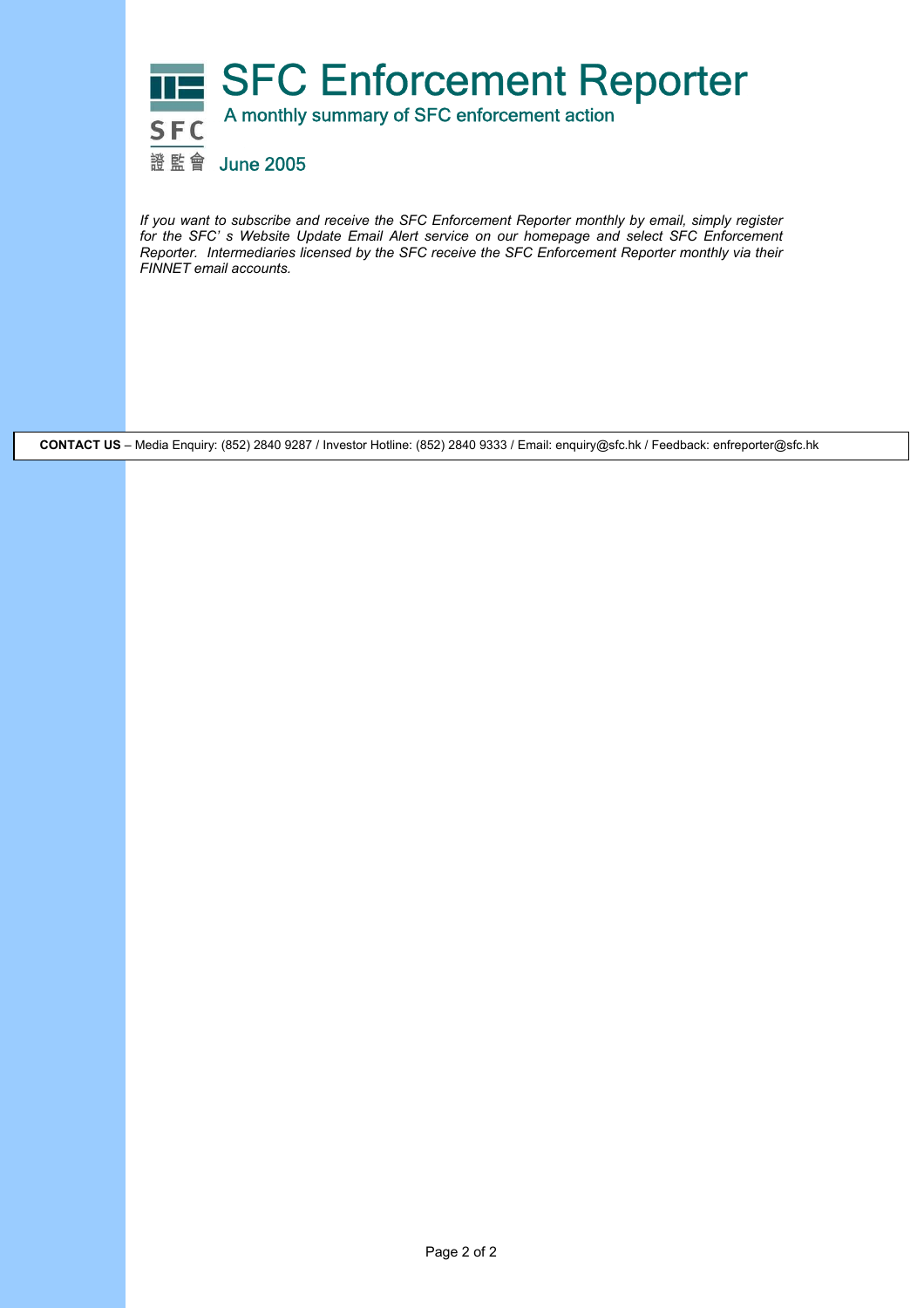# SFC Enforcement Reporter

A monthly summary of SFC enforcement action

SFC 證監會

June 2005

*If you want to subscribe and receive the SFC Enforcement Reporter monthly by email, simply register for the SFC' s Website Update Email Alert service on our homepage and select SFC Enforcement Reporter. Intermediaries licensed by the SFC receive the SFC Enforcement Reporter monthly via their FINNET email accounts.*

**CONTACT US** – Media Enquiry: (852) 2840 9287 / Investor Hotline: (852) 2840 9333 / Email: enquiry@sfc.hk / Feedback: enfreporter@sfc.hk